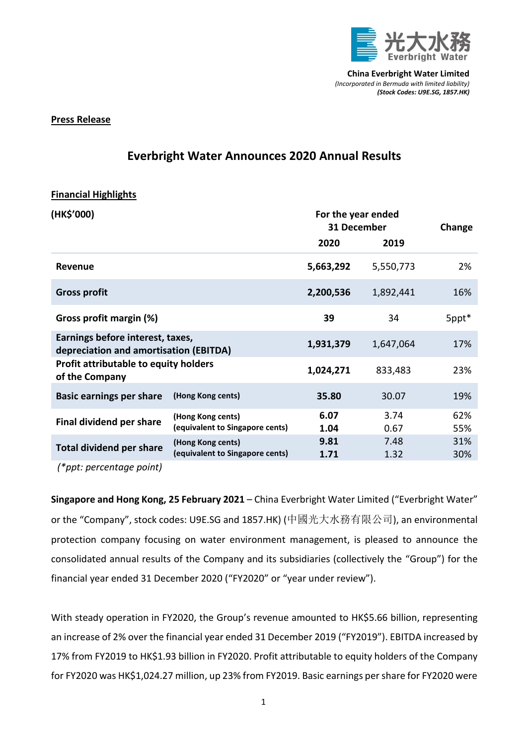光大水務 Everbright Water

**China Everbright Water Limited**
*(Incorporated in Bermuda with limited liability)*
***(Stock Codes: U9E.SG, 1857.HK)***

**Press Release**

# Everbright Water Announces 2020 Annual Results

**Financial Highlights**

| (HK$'000) | | For the year ended 31 December 2020 | 2019 | Change |
|---|---|---|---|---|
| **Revenue** | | **5,663,292** | 5,550,773 | 2% |
| **Gross profit** | | **2,200,536** | 1,892,441 | 16% |
| **Gross profit margin (%)** | | **39** | 34 | 5ppt* |
| **Earnings before interest, taxes, depreciation and amortisation (EBITDA)** | | **1,931,379** | 1,647,064 | 17% |
| **Profit attributable to equity holders of the Company** | | **1,024,271** | 833,483 | 23% |
| **Basic earnings per share** | **(Hong Kong cents)** | **35.80** | 30.07 | 19% |
| **Final dividend per share** | **(Hong Kong cents)** | **6.07** | 3.74 | 62% |
| | **(equivalent to Singapore cents)** | **1.04** | 0.67 | 55% |
| **Total dividend per share** | **(Hong Kong cents)** | **9.81** | 7.48 | 31% |
| | **(equivalent to Singapore cents)** | **1.71** | 1.32 | 30% |

*(\*ppt: percentage point)*

**Singapore and Hong Kong, 25 February 2021** – China Everbright Water Limited ("Everbright Water" or the "Company", stock codes: U9E.SG and 1857.HK) (中國光大水務有限公司), an environmental protection company focusing on water environment management, is pleased to announce the consolidated annual results of the Company and its subsidiaries (collectively the "Group") for the financial year ended 31 December 2020 ("FY2020" or "year under review").

With steady operation in FY2020, the Group's revenue amounted to HK$5.66 billion, representing an increase of 2% over the financial year ended 31 December 2019 ("FY2019"). EBITDA increased by 17% from FY2019 to HK$1.93 billion in FY2020. Profit attributable to equity holders of the Company for FY2020 was HK$1,024.27 million, up 23% from FY2019. Basic earnings per share for FY2020 were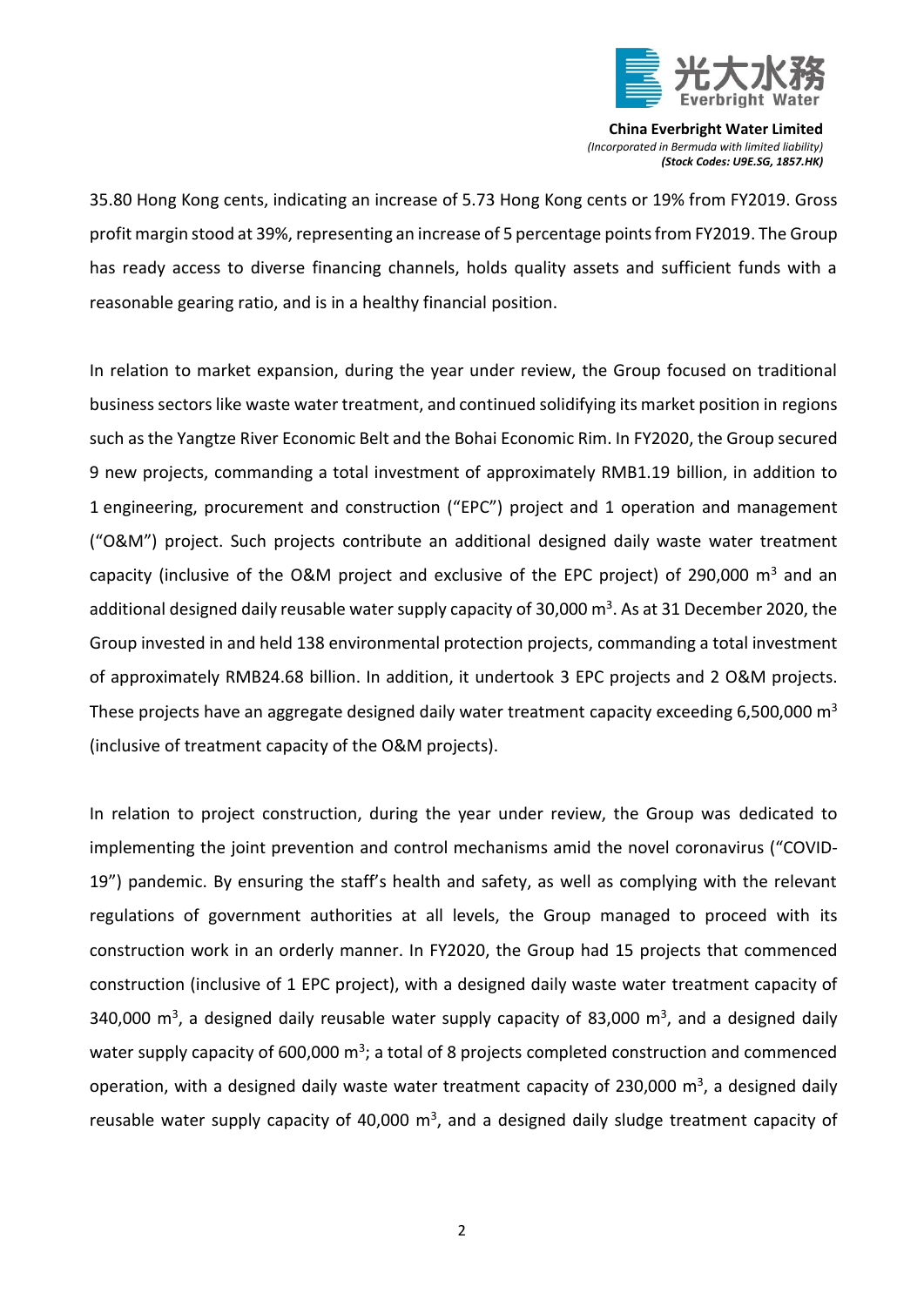35.80 Hong Kong cents, indicating an increase of 5.73 Hong Kong cents or 19% from FY2019. Gross profit margin stood at 39%, representing an increase of 5 percentage points from FY2019. The Group has ready access to diverse financing channels, holds quality assets and sufficient funds with a reasonable gearing ratio, and is in a healthy financial position.

In relation to market expansion, during the year under review, the Group focused on traditional business sectors like waste water treatment, and continued solidifying its market position in regions such as the Yangtze River Economic Belt and the Bohai Economic Rim. In FY2020, the Group secured 9 new projects, commanding a total investment of approximately RMB1.19 billion, in addition to 1 engineering, procurement and construction ("EPC") project and 1 operation and management ("O&M") project. Such projects contribute an additional designed daily waste water treatment capacity (inclusive of the O&M project and exclusive of the EPC project) of 290,000 $m^3$ and an additional designed daily reusable water supply capacity of 30,000 $m^3$. As at 31 December 2020, the Group invested in and held 138 environmental protection projects, commanding a total investment of approximately RMB24.68 billion. In addition, it undertook 3 EPC projects and 2 O&M projects. These projects have an aggregate designed daily water treatment capacity exceeding 6,500,000 $m^3$ (inclusive of treatment capacity of the O&M projects).

In relation to project construction, during the year under review, the Group was dedicated to implementing the joint prevention and control mechanisms amid the novel coronavirus ("COVID-19") pandemic. By ensuring the staff's health and safety, as well as complying with the relevant regulations of government authorities at all levels, the Group managed to proceed with its construction work in an orderly manner. In FY2020, the Group had 15 projects that commenced construction (inclusive of 1 EPC project), with a designed daily waste water treatment capacity of 340,000 $m^3$, a designed daily reusable water supply capacity of 83,000 $m^3$, and a designed daily water supply capacity of 600,000 $m^3$; a total of 8 projects completed construction and commenced operation, with a designed daily waste water treatment capacity of 230,000 $m^3$, a designed daily reusable water supply capacity of 40,000 $m^3$, and a designed daily sludge treatment capacity of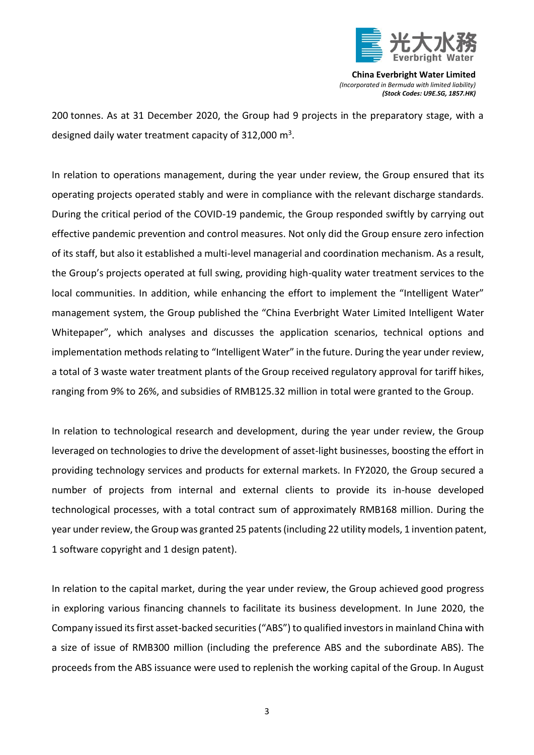200 tonnes. As at 31 December 2020, the Group had 9 projects in the preparatory stage, with a designed daily water treatment capacity of 312,000 $m^3$.

In relation to operations management, during the year under review, the Group ensured that its operating projects operated stably and were in compliance with the relevant discharge standards. During the critical period of the COVID-19 pandemic, the Group responded swiftly by carrying out effective pandemic prevention and control measures. Not only did the Group ensure zero infection of its staff, but also it established a multi-level managerial and coordination mechanism. As a result, the Group's projects operated at full swing, providing high-quality water treatment services to the local communities. In addition, while enhancing the effort to implement the "Intelligent Water" management system, the Group published the "China Everbright Water Limited Intelligent Water Whitepaper", which analyses and discusses the application scenarios, technical options and implementation methods relating to "Intelligent Water" in the future. During the year under review, a total of 3 waste water treatment plants of the Group received regulatory approval for tariff hikes, ranging from 9% to 26%, and subsidies of RMB125.32 million in total were granted to the Group.

In relation to technological research and development, during the year under review, the Group leveraged on technologies to drive the development of asset-light businesses, boosting the effort in providing technology services and products for external markets. In FY2020, the Group secured a number of projects from internal and external clients to provide its in-house developed technological processes, with a total contract sum of approximately RMB168 million. During the year under review, the Group was granted 25 patents (including 22 utility models, 1 invention patent, 1 software copyright and 1 design patent).

In relation to the capital market, during the year under review, the Group achieved good progress in exploring various financing channels to facilitate its business development. In June 2020, the Company issued its first asset-backed securities ("ABS") to qualified investors in mainland China with a size of issue of RMB300 million (including the preference ABS and the subordinate ABS). The proceeds from the ABS issuance were used to replenish the working capital of the Group. In August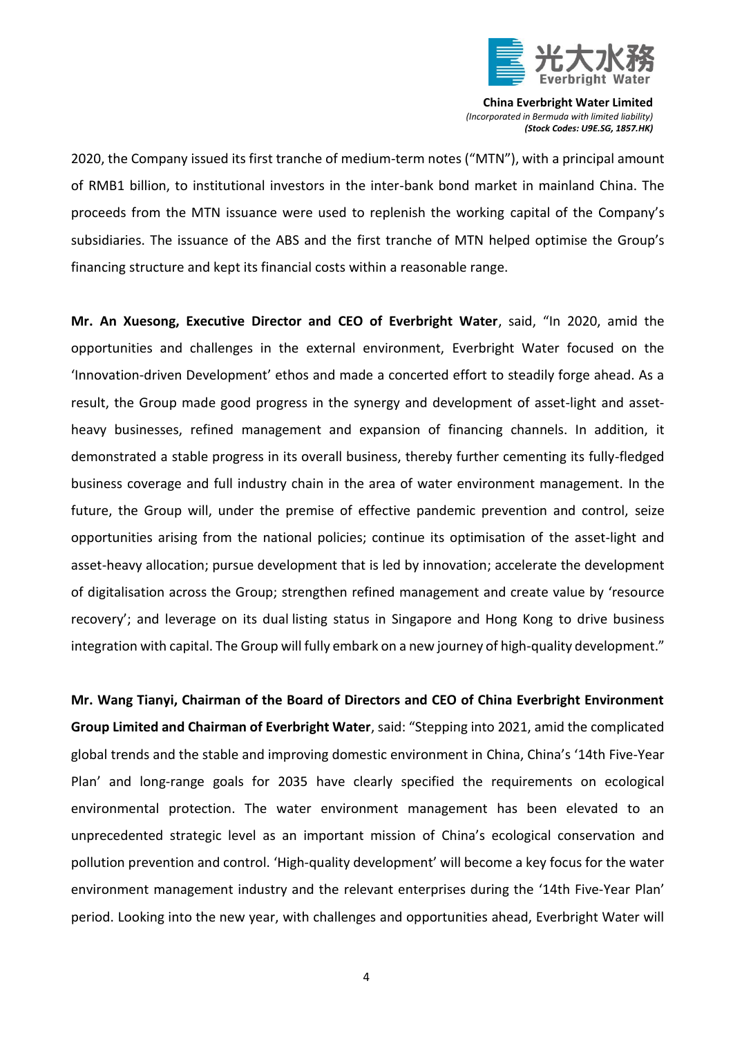2020, the Company issued its first tranche of medium-term notes ("MTN"), with a principal amount of RMB1 billion, to institutional investors in the inter-bank bond market in mainland China. The proceeds from the MTN issuance were used to replenish the working capital of the Company's subsidiaries. The issuance of the ABS and the first tranche of MTN helped optimise the Group's financing structure and kept its financial costs within a reasonable range.

**Mr. An Xuesong, Executive Director and CEO of Everbright Water**, said, "In 2020, amid the opportunities and challenges in the external environment, Everbright Water focused on the 'Innovation-driven Development' ethos and made a concerted effort to steadily forge ahead. As a result, the Group made good progress in the synergy and development of asset-light and asset-heavy businesses, refined management and expansion of financing channels. In addition, it demonstrated a stable progress in its overall business, thereby further cementing its fully-fledged business coverage and full industry chain in the area of water environment management. In the future, the Group will, under the premise of effective pandemic prevention and control, seize opportunities arising from the national policies; continue its optimisation of the asset-light and asset-heavy allocation; pursue development that is led by innovation; accelerate the development of digitalisation across the Group; strengthen refined management and create value by 'resource recovery'; and leverage on its dual listing status in Singapore and Hong Kong to drive business integration with capital. The Group will fully embark on a new journey of high-quality development."

**Mr. Wang Tianyi, Chairman of the Board of Directors and CEO of China Everbright Environment Group Limited and Chairman of Everbright Water**, said: "Stepping into 2021, amid the complicated global trends and the stable and improving domestic environment in China, China's '14th Five-Year Plan' and long-range goals for 2035 have clearly specified the requirements on ecological environmental protection. The water environment management has been elevated to an unprecedented strategic level as an important mission of China's ecological conservation and pollution prevention and control. 'High-quality development' will become a key focus for the water environment management industry and the relevant enterprises during the '14th Five-Year Plan' period. Looking into the new year, with challenges and opportunities ahead, Everbright Water will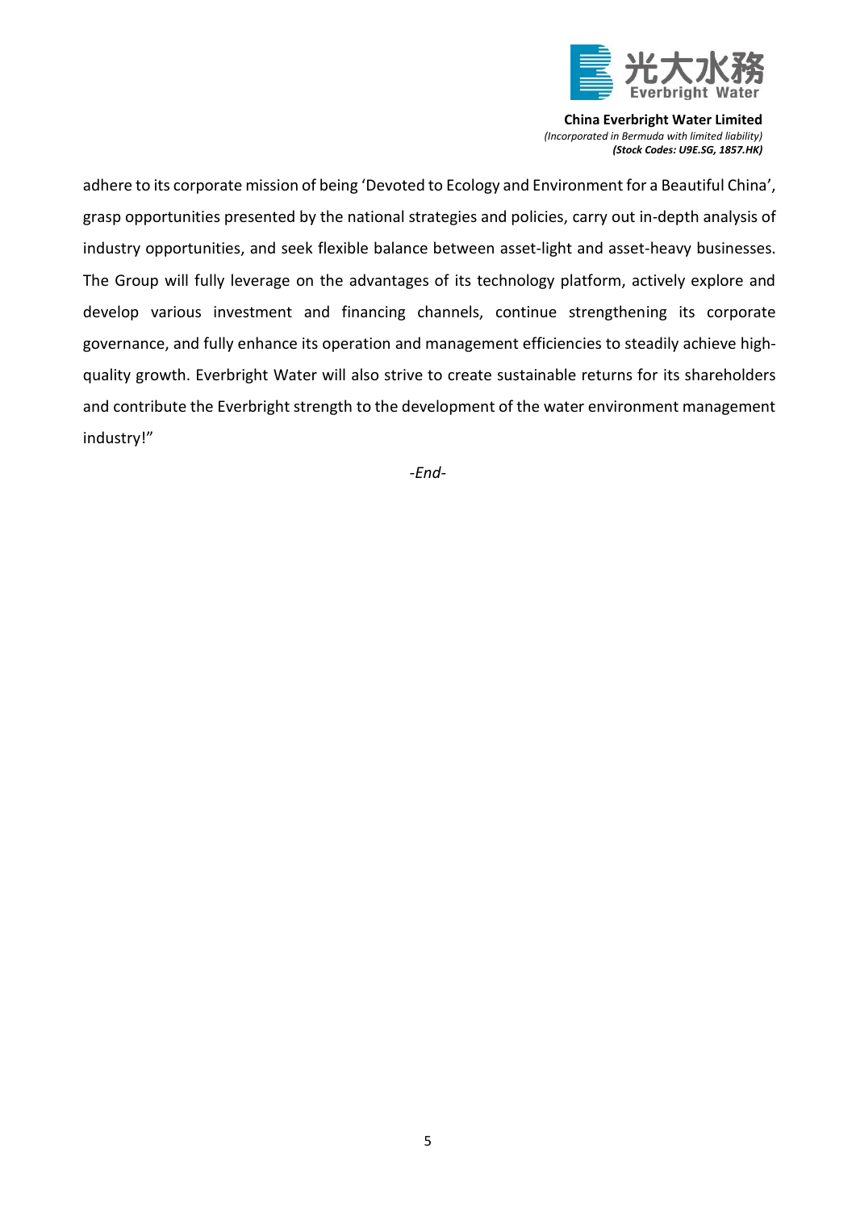adhere to its corporate mission of being 'Devoted to Ecology and Environment for a Beautiful China', grasp opportunities presented by the national strategies and policies, carry out in-depth analysis of industry opportunities, and seek flexible balance between asset-light and asset-heavy businesses. The Group will fully leverage on the advantages of its technology platform, actively explore and develop various investment and financing channels, continue strengthening its corporate governance, and fully enhance its operation and management efficiencies to steadily achieve high-quality growth. Everbright Water will also strive to create sustainable returns for its shareholders and contribute the Everbright strength to the development of the water environment management industry!"

*-End-*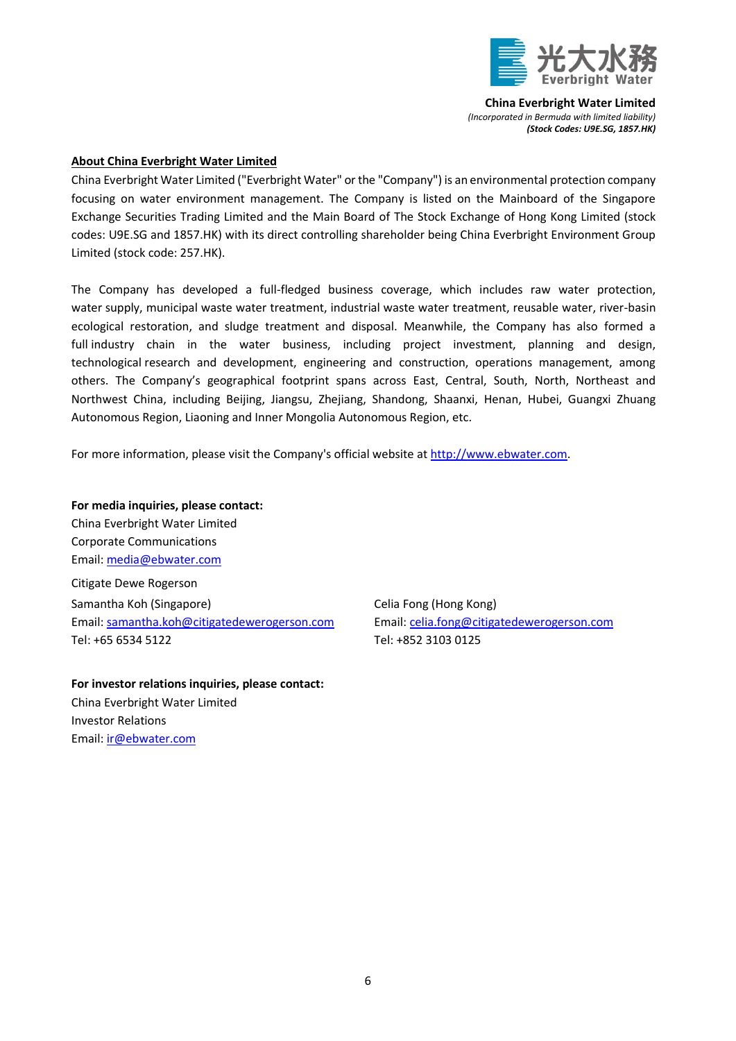**China Everbright Water Limited**
*(Incorporated in Bermuda with limited liability)*
***(Stock Codes: U9E.SG, 1857.HK)***

## About China Everbright Water Limited

China Everbright Water Limited ("Everbright Water" or the "Company") is an environmental protection company focusing on water environment management. The Company is listed on the Mainboard of the Singapore Exchange Securities Trading Limited and the Main Board of The Stock Exchange of Hong Kong Limited (stock codes: U9E.SG and 1857.HK) with its direct controlling shareholder being China Everbright Environment Group Limited (stock code: 257.HK).

The Company has developed a full-fledged business coverage, which includes raw water protection, water supply, municipal waste water treatment, industrial waste water treatment, reusable water, river-basin ecological restoration, and sludge treatment and disposal. Meanwhile, the Company has also formed a full industry chain in the water business, including project investment, planning and design, technological research and development, engineering and construction, operations management, among others. The Company's geographical footprint spans across East, Central, South, North, Northeast and Northwest China, including Beijing, Jiangsu, Zhejiang, Shandong, Shaanxi, Henan, Hubei, Guangxi Zhuang Autonomous Region, Liaoning and Inner Mongolia Autonomous Region, etc.

For more information, please visit the Company's official website at http://www.ebwater.com.

**For media inquiries, please contact:**
China Everbright Water Limited
Corporate Communications
Email: media@ebwater.com

Citigate Dewe Rogerson

Samantha Koh (Singapore)
Email: samantha.koh@citigatedewerogerson.com
Tel: +65 6534 5122

Celia Fong (Hong Kong)
Email: celia.fong@citigatedewerogerson.com
Tel: +852 3103 0125

**For investor relations inquiries, please contact:**
China Everbright Water Limited
Investor Relations
Email: ir@ebwater.com